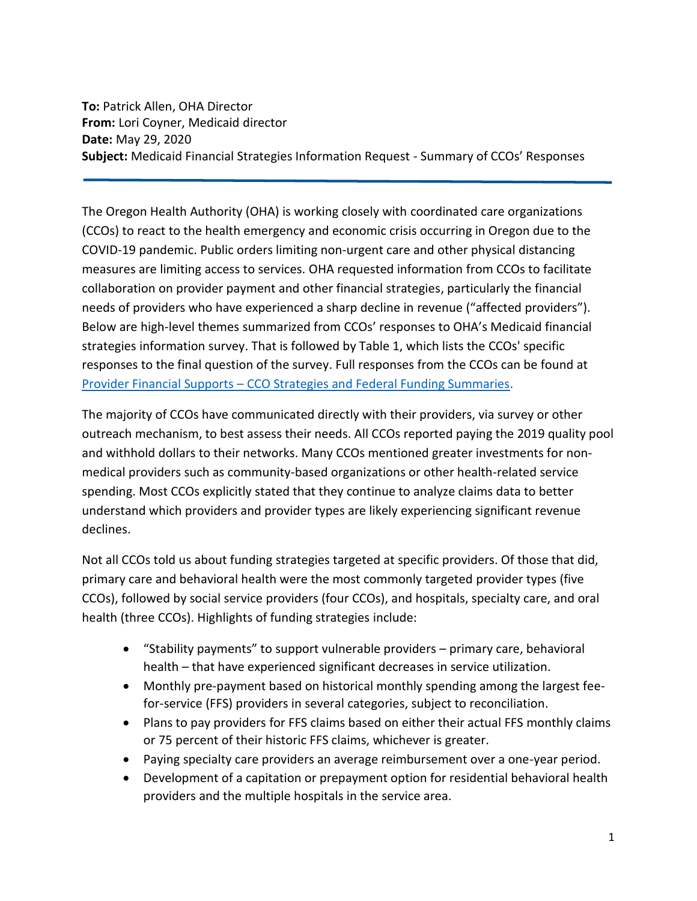**To:** Patrick Allen, OHA Director
**From:** Lori Coyner, Medicaid director
**Date:** May 29, 2020
**Subject:** Medicaid Financial Strategies Information Request - Summary of CCOs' Responses

---

The Oregon Health Authority (OHA) is working closely with coordinated care organizations (CCOs) to react to the health emergency and economic crisis occurring in Oregon due to the COVID-19 pandemic. Public orders limiting non-urgent care and other physical distancing measures are limiting access to services. OHA requested information from CCOs to facilitate collaboration on provider payment and other financial strategies, particularly the financial needs of providers who have experienced a sharp decline in revenue ("affected providers"). Below are high-level themes summarized from CCOs' responses to OHA's Medicaid financial strategies information survey. That is followed by Table 1, which lists the CCOs' specific responses to the final question of the survey. Full responses from the CCOs can be found at [Provider Financial Supports – CCO Strategies and Federal Funding Summaries](Provider Financial Supports – CCO Strategies and Federal Funding Summaries).

The majority of CCOs have communicated directly with their providers, via survey or other outreach mechanism, to best assess their needs. All CCOs reported paying the 2019 quality pool and withhold dollars to their networks. Many CCOs mentioned greater investments for non-medical providers such as community-based organizations or other health-related service spending. Most CCOs explicitly stated that they continue to analyze claims data to better understand which providers and provider types are likely experiencing significant revenue declines.

Not all CCOs told us about funding strategies targeted at specific providers. Of those that did, primary care and behavioral health were the most commonly targeted provider types (five CCOs), followed by social service providers (four CCOs), and hospitals, specialty care, and oral health (three CCOs). Highlights of funding strategies include:

- "Stability payments" to support vulnerable providers – primary care, behavioral health – that have experienced significant decreases in service utilization.
- Monthly pre-payment based on historical monthly spending among the largest fee-for-service (FFS) providers in several categories, subject to reconciliation.
- Plans to pay providers for FFS claims based on either their actual FFS monthly claims or 75 percent of their historic FFS claims, whichever is greater.
- Paying specialty care providers an average reimbursement over a one-year period.
- Development of a capitation or prepayment option for residential behavioral health providers and the multiple hospitals in the service area.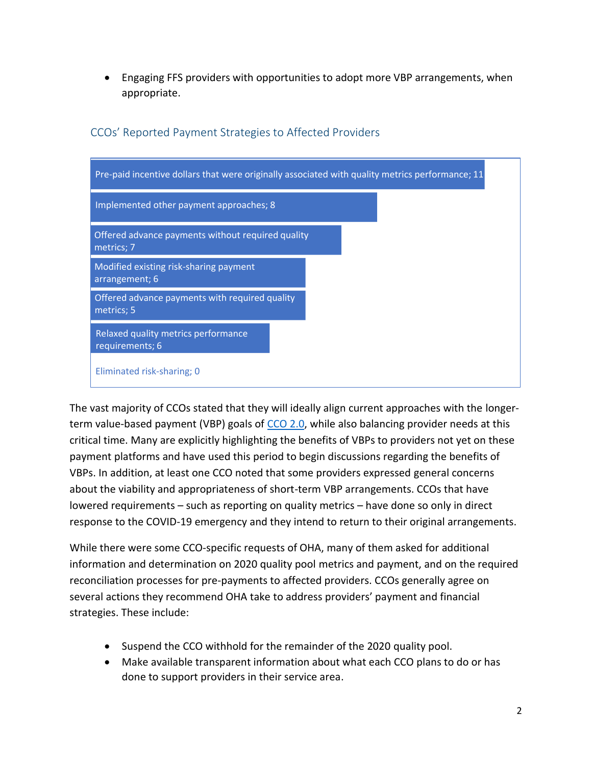- Engaging FFS providers with opportunities to adopt more VBP arrangements, when appropriate.

### CCOs' Reported Payment Strategies to Affected Providers

| Strategy | Count |
| --- | --- |
| Pre-paid incentive dollars that were originally associated with quality metrics performance | 11 |
| Implemented other payment approaches | 8 |
| Offered advance payments without required quality metrics | 7 |
| Modified existing risk-sharing payment arrangement | 6 |
| Offered advance payments with required quality metrics | 5 |
| Relaxed quality metrics performance requirements | 6 |
| Eliminated risk-sharing | 0 |

The vast majority of CCOs stated that they will ideally align current approaches with the longer-term value-based payment (VBP) goals of [CCO 2.0](), while also balancing provider needs at this critical time. Many are explicitly highlighting the benefits of VBPs to providers not yet on these payment platforms and have used this period to begin discussions regarding the benefits of VBPs. In addition, at least one CCO noted that some providers expressed general concerns about the viability and appropriateness of short-term VBP arrangements. CCOs that have lowered requirements – such as reporting on quality metrics – have done so only in direct response to the COVID-19 emergency and they intend to return to their original arrangements.

While there were some CCO-specific requests of OHA, many of them asked for additional information and determination on 2020 quality pool metrics and payment, and on the required reconciliation processes for pre-payments to affected providers. CCOs generally agree on several actions they recommend OHA take to address providers' payment and financial strategies. These include:

- Suspend the CCO withhold for the remainder of the 2020 quality pool.
- Make available transparent information about what each CCO plans to do or has done to support providers in their service area.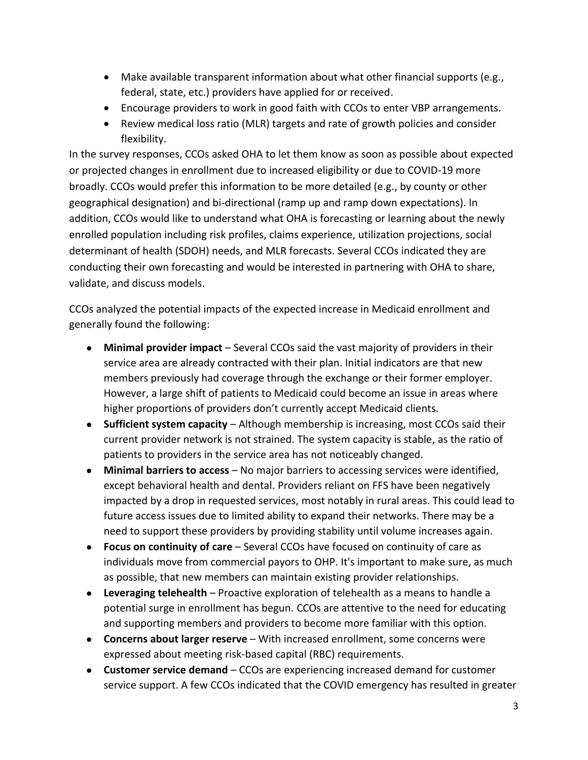- Make available transparent information about what other financial supports (e.g., federal, state, etc.) providers have applied for or received.
- Encourage providers to work in good faith with CCOs to enter VBP arrangements.
- Review medical loss ratio (MLR) targets and rate of growth policies and consider flexibility.

In the survey responses, CCOs asked OHA to let them know as soon as possible about expected or projected changes in enrollment due to increased eligibility or due to COVID-19 more broadly. CCOs would prefer this information to be more detailed (e.g., by county or other geographical designation) and bi-directional (ramp up and ramp down expectations). In addition, CCOs would like to understand what OHA is forecasting or learning about the newly enrolled population including risk profiles, claims experience, utilization projections, social determinant of health (SDOH) needs, and MLR forecasts. Several CCOs indicated they are conducting their own forecasting and would be interested in partnering with OHA to share, validate, and discuss models.

CCOs analyzed the potential impacts of the expected increase in Medicaid enrollment and generally found the following:

- **Minimal provider impact** – Several CCOs said the vast majority of providers in their service area are already contracted with their plan. Initial indicators are that new members previously had coverage through the exchange or their former employer. However, a large shift of patients to Medicaid could become an issue in areas where higher proportions of providers don't currently accept Medicaid clients.
- **Sufficient system capacity** – Although membership is increasing, most CCOs said their current provider network is not strained. The system capacity is stable, as the ratio of patients to providers in the service area has not noticeably changed.
- **Minimal barriers to access** – No major barriers to accessing services were identified, except behavioral health and dental. Providers reliant on FFS have been negatively impacted by a drop in requested services, most notably in rural areas. This could lead to future access issues due to limited ability to expand their networks. There may be a need to support these providers by providing stability until volume increases again.
- **Focus on continuity of care** – Several CCOs have focused on continuity of care as individuals move from commercial payors to OHP. It's important to make sure, as much as possible, that new members can maintain existing provider relationships.
- **Leveraging telehealth** – Proactive exploration of telehealth as a means to handle a potential surge in enrollment has begun. CCOs are attentive to the need for educating and supporting members and providers to become more familiar with this option.
- **Concerns about larger reserve** – With increased enrollment, some concerns were expressed about meeting risk-based capital (RBC) requirements.
- **Customer service demand** – CCOs are experiencing increased demand for customer service support. A few CCOs indicated that the COVID emergency has resulted in greater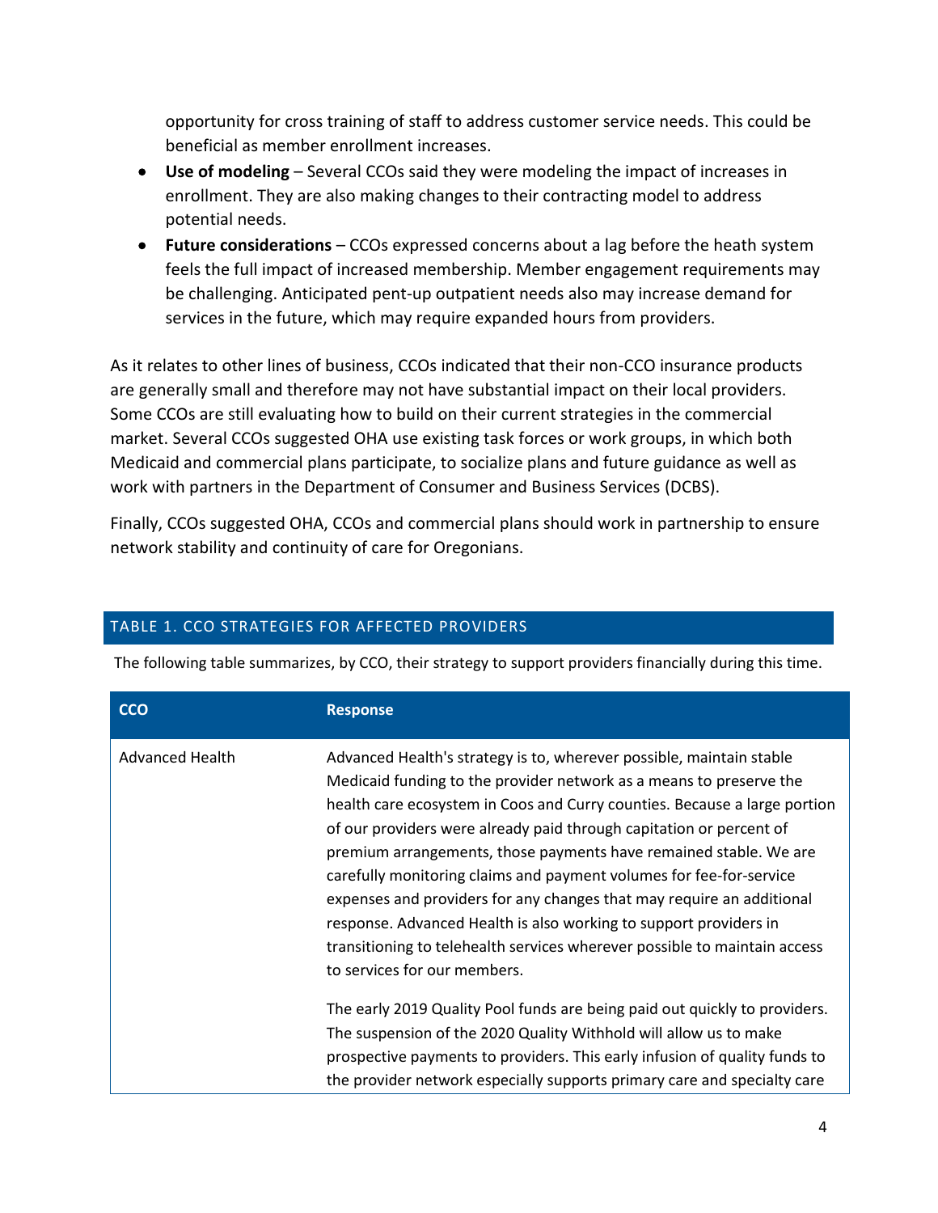opportunity for cross training of staff to address customer service needs. This could be beneficial as member enrollment increases.

- **Use of modeling** – Several CCOs said they were modeling the impact of increases in enrollment. They are also making changes to their contracting model to address potential needs.
- **Future considerations** – CCOs expressed concerns about a lag before the heath system feels the full impact of increased membership. Member engagement requirements may be challenging. Anticipated pent-up outpatient needs also may increase demand for services in the future, which may require expanded hours from providers.

As it relates to other lines of business, CCOs indicated that their non-CCO insurance products are generally small and therefore may not have substantial impact on their local providers. Some CCOs are still evaluating how to build on their current strategies in the commercial market. Several CCOs suggested OHA use existing task forces or work groups, in which both Medicaid and commercial plans participate, to socialize plans and future guidance as well as work with partners in the Department of Consumer and Business Services (DCBS).

Finally, CCOs suggested OHA, CCOs and commercial plans should work in partnership to ensure network stability and continuity of care for Oregonians.

## TABLE 1. CCO STRATEGIES FOR AFFECTED PROVIDERS

The following table summarizes, by CCO, their strategy to support providers financially during this time.

| CCO | Response |
|---|---|
| Advanced Health | Advanced Health's strategy is to, wherever possible, maintain stable Medicaid funding to the provider network as a means to preserve the health care ecosystem in Coos and Curry counties. Because a large portion of our providers were already paid through capitation or percent of premium arrangements, those payments have remained stable. We are carefully monitoring claims and payment volumes for fee-for-service expenses and providers for any changes that may require an additional response. Advanced Health is also working to support providers in transitioning to telehealth services wherever possible to maintain access to services for our members.<br><br>The early 2019 Quality Pool funds are being paid out quickly to providers. The suspension of the 2020 Quality Withhold will allow us to make prospective payments to providers. This early infusion of quality funds to the provider network especially supports primary care and specialty care |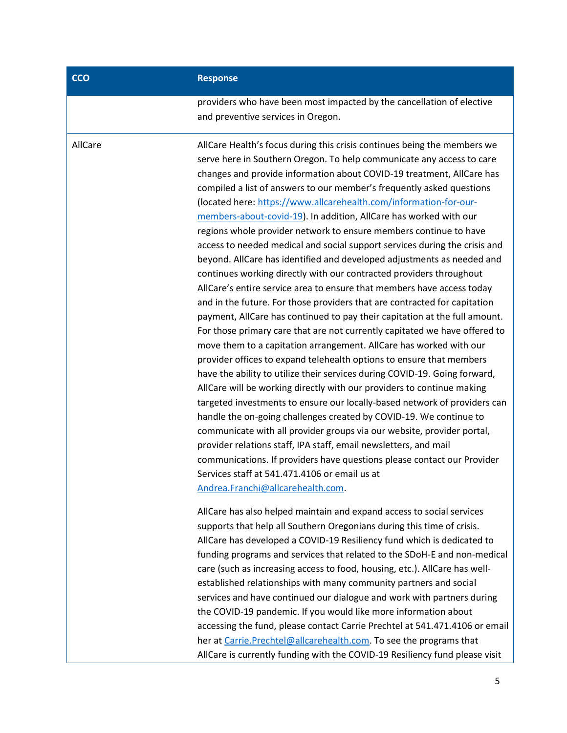| CCO | Response |
| --- | --- |
| | providers who have been most impacted by the cancellation of elective and preventive services in Oregon. |
| AllCare | AllCare Health's focus during this crisis continues being the members we serve here in Southern Oregon. To help communicate any access to care changes and provide information about COVID-19 treatment, AllCare has compiled a list of answers to our member's frequently asked questions (located here: [https://www.allcarehealth.com/information-for-our-members-about-covid-19](https://www.allcarehealth.com/information-for-our-members-about-covid-19)). In addition, AllCare has worked with our regions whole provider network to ensure members continue to have access to needed medical and social support services during the crisis and beyond. AllCare has identified and developed adjustments as needed and continues working directly with our contracted providers throughout AllCare's entire service area to ensure that members have access today and in the future. For those providers that are contracted for capitation payment, AllCare has continued to pay their capitation at the full amount. For those primary care that are not currently capitated we have offered to move them to a capitation arrangement. AllCare has worked with our provider offices to expand telehealth options to ensure that members have the ability to utilize their services during COVID-19. Going forward, AllCare will be working directly with our providers to continue making targeted investments to ensure our locally-based network of providers can handle the on-going challenges created by COVID-19. We continue to communicate with all provider groups via our website, provider portal, provider relations staff, IPA staff, email newsletters, and mail communications. If providers have questions please contact our Provider Services staff at 541.471.4106 or email us at [Andrea.Franchi@allcarehealth.com](mailto:Andrea.Franchi@allcarehealth.com).<br><br>AllCare has also helped maintain and expand access to social services supports that help all Southern Oregonians during this time of crisis. AllCare has developed a COVID-19 Resiliency fund which is dedicated to funding programs and services that related to the SDoH-E and non-medical care (such as increasing access to food, housing, etc.). AllCare has well-established relationships with many community partners and social services and have continued our dialogue and work with partners during the COVID-19 pandemic. If you would like more information about accessing the fund, please contact Carrie Prechtel at 541.471.4106 or email her at [Carrie.Prechtel@allcarehealth.com](mailto:Carrie.Prechtel@allcarehealth.com). To see the programs that AllCare is currently funding with the COVID-19 Resiliency fund please visit |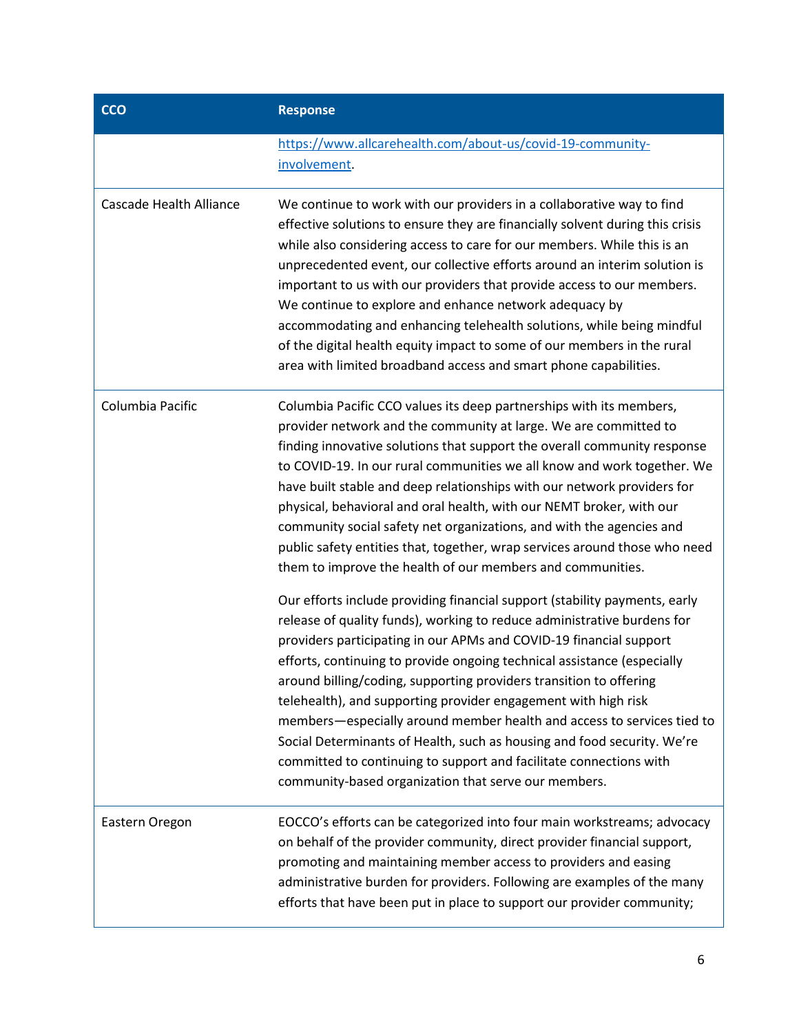| CCO | Response |
| --- | --- |
| | https://www.allcarehealth.com/about-us/covid-19-community-involvement. |
| Cascade Health Alliance | We continue to work with our providers in a collaborative way to find effective solutions to ensure they are financially solvent during this crisis while also considering access to care for our members. While this is an unprecedented event, our collective efforts around an interim solution is important to us with our providers that provide access to our members. We continue to explore and enhance network adequacy by accommodating and enhancing telehealth solutions, while being mindful of the digital health equity impact to some of our members in the rural area with limited broadband access and smart phone capabilities. |
| Columbia Pacific | Columbia Pacific CCO values its deep partnerships with its members, provider network and the community at large. We are committed to finding innovative solutions that support the overall community response to COVID-19. In our rural communities we all know and work together. We have built stable and deep relationships with our network providers for physical, behavioral and oral health, with our NEMT broker, with our community social safety net organizations, and with the agencies and public safety entities that, together, wrap services around those who need them to improve the health of our members and communities.<br><br>Our efforts include providing financial support (stability payments, early release of quality funds), working to reduce administrative burdens for providers participating in our APMs and COVID-19 financial support efforts, continuing to provide ongoing technical assistance (especially around billing/coding, supporting providers transition to offering telehealth), and supporting provider engagement with high risk members—especially around member health and access to services tied to Social Determinants of Health, such as housing and food security. We're committed to continuing to support and facilitate connections with community-based organization that serve our members. |
| Eastern Oregon | EOCCO's efforts can be categorized into four main workstreams; advocacy on behalf of the provider community, direct provider financial support, promoting and maintaining member access to providers and easing administrative burden for providers. Following are examples of the many efforts that have been put in place to support our provider community; |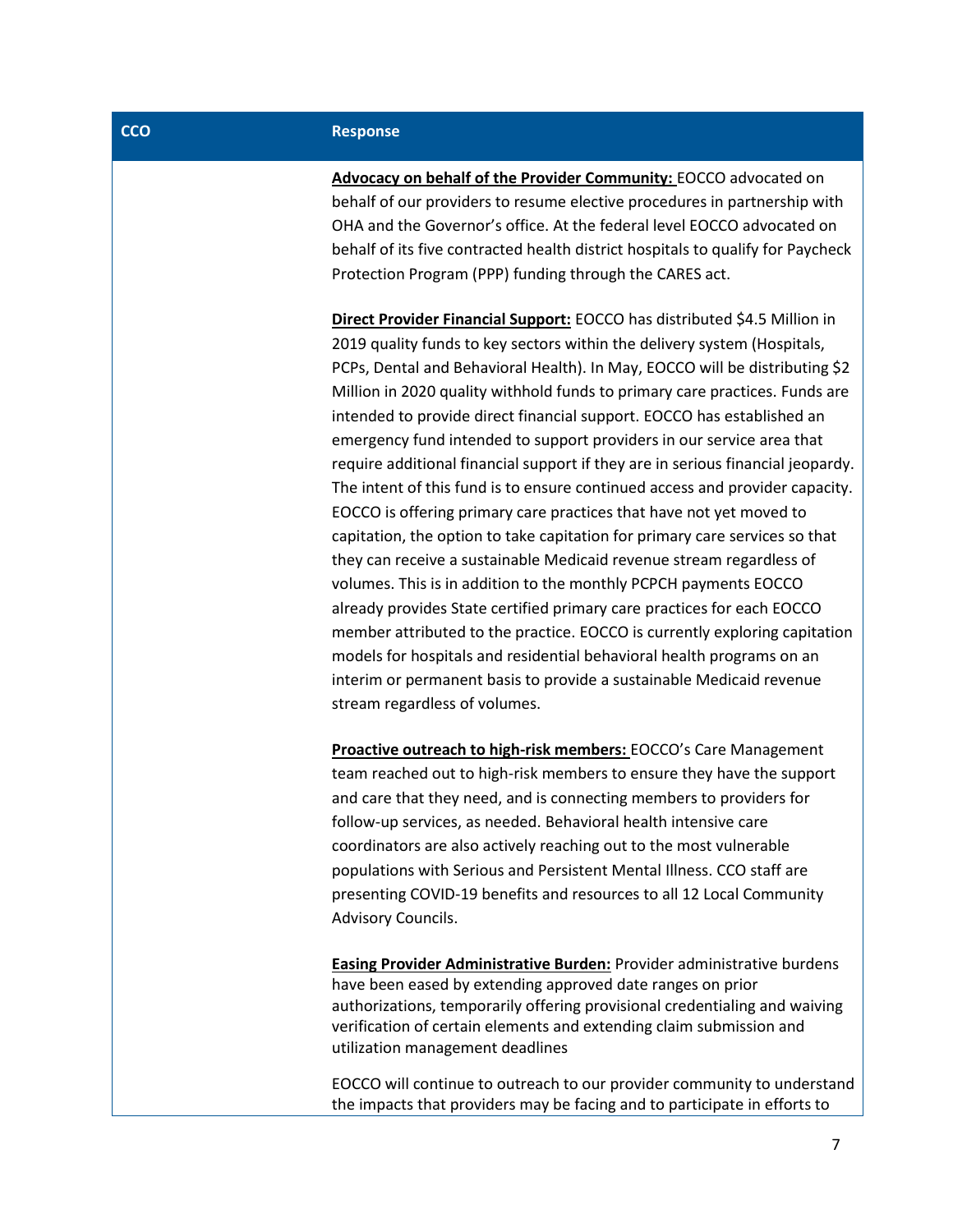| CCO | Response |
| --- | --- |
| | **Advocacy on behalf of the Provider Community:** EOCCO advocated on behalf of our providers to resume elective procedures in partnership with OHA and the Governor's office. At the federal level EOCCO advocated on behalf of its five contracted health district hospitals to qualify for Paycheck Protection Program (PPP) funding through the CARES act.<br><br>**Direct Provider Financial Support:** EOCCO has distributed \$4.5 Million in 2019 quality funds to key sectors within the delivery system (Hospitals, PCPs, Dental and Behavioral Health). In May, EOCCO will be distributing \$2 Million in 2020 quality withhold funds to primary care practices. Funds are intended to provide direct financial support. EOCCO has established an emergency fund intended to support providers in our service area that require additional financial support if they are in serious financial jeopardy. The intent of this fund is to ensure continued access and provider capacity. EOCCO is offering primary care practices that have not yet moved to capitation, the option to take capitation for primary care services so that they can receive a sustainable Medicaid revenue stream regardless of volumes. This is in addition to the monthly PCPCH payments EOCCO already provides State certified primary care practices for each EOCCO member attributed to the practice. EOCCO is currently exploring capitation models for hospitals and residential behavioral health programs on an interim or permanent basis to provide a sustainable Medicaid revenue stream regardless of volumes.<br><br>**Proactive outreach to high-risk members:** EOCCO's Care Management team reached out to high-risk members to ensure they have the support and care that they need, and is connecting members to providers for follow-up services, as needed. Behavioral health intensive care coordinators are also actively reaching out to the most vulnerable populations with Serious and Persistent Mental Illness. CCO staff are presenting COVID-19 benefits and resources to all 12 Local Community Advisory Councils.<br><br>**Easing Provider Administrative Burden:** Provider administrative burdens have been eased by extending approved date ranges on prior authorizations, temporarily offering provisional credentialing and waiving verification of certain elements and extending claim submission and utilization management deadlines<br><br>EOCCO will continue to outreach to our provider community to understand the impacts that providers may be facing and to participate in efforts to |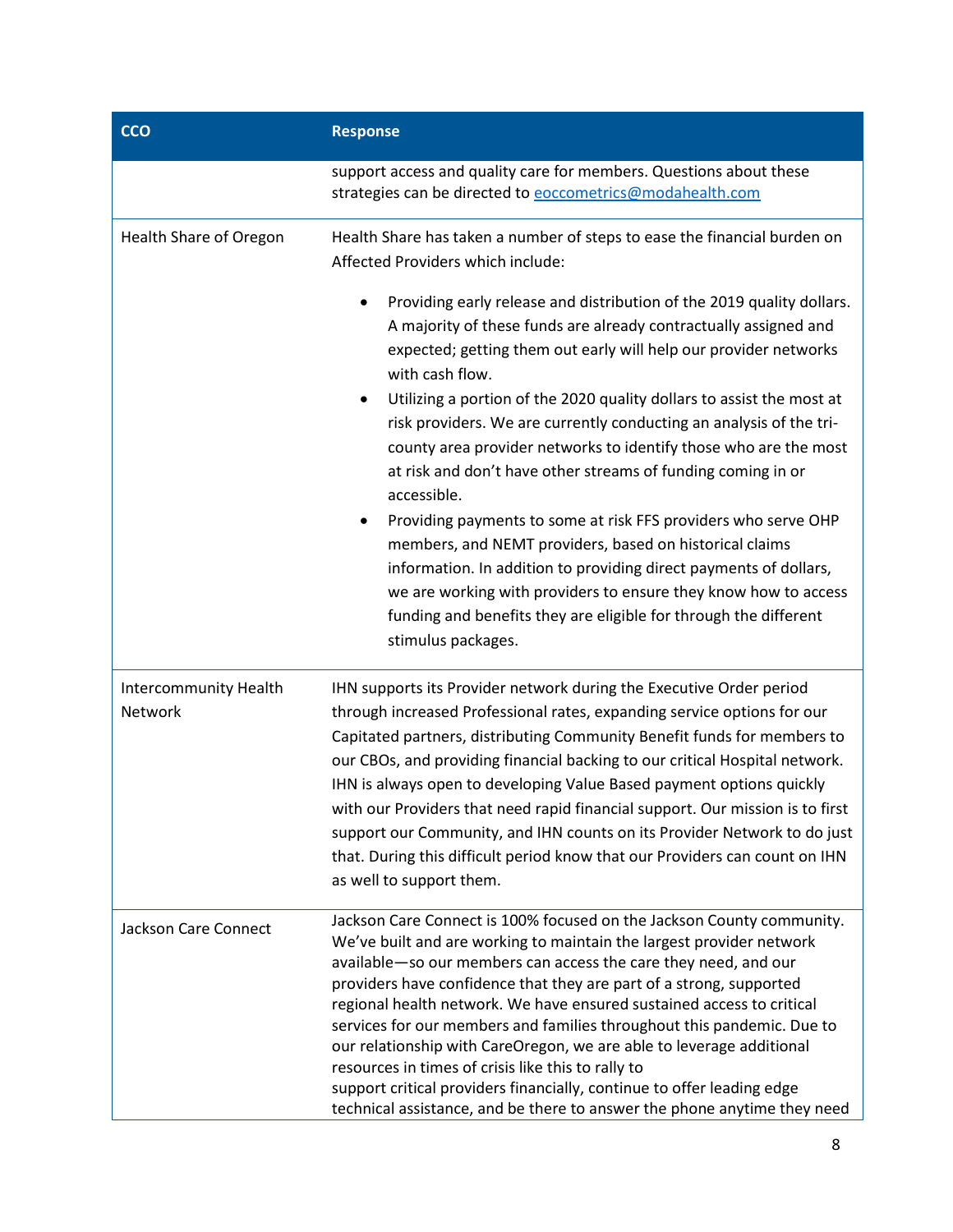| CCO | Response |
| --- | --- |
| | support access and quality care for members. Questions about these strategies can be directed to [eoccometrics@modahealth.com](mailto:eoccometrics@modahealth.com) |
| Health Share of Oregon | Health Share has taken a number of steps to ease the financial burden on Affected Providers which include:<br><br>• Providing early release and distribution of the 2019 quality dollars. A majority of these funds are already contractually assigned and expected; getting them out early will help our provider networks with cash flow.<br>• Utilizing a portion of the 2020 quality dollars to assist the most at risk providers. We are currently conducting an analysis of the tri-county area provider networks to identify those who are the most at risk and don't have other streams of funding coming in or accessible.<br>• Providing payments to some at risk FFS providers who serve OHP members, and NEMT providers, based on historical claims information. In addition to providing direct payments of dollars, we are working with providers to ensure they know how to access funding and benefits they are eligible for through the different stimulus packages. |
| Intercommunity Health Network | IHN supports its Provider network during the Executive Order period through increased Professional rates, expanding service options for our Capitated partners, distributing Community Benefit funds for members to our CBOs, and providing financial backing to our critical Hospital network. IHN is always open to developing Value Based payment options quickly with our Providers that need rapid financial support. Our mission is to first support our Community, and IHN counts on its Provider Network to do just that. During this difficult period know that our Providers can count on IHN as well to support them. |
| Jackson Care Connect | Jackson Care Connect is 100% focused on the Jackson County community. We've built and are working to maintain the largest provider network available—so our members can access the care they need, and our providers have confidence that they are part of a strong, supported regional health network. We have ensured sustained access to critical services for our members and families throughout this pandemic. Due to our relationship with CareOregon, we are able to leverage additional resources in times of crisis like this to rally to support critical providers financially, continue to offer leading edge technical assistance, and be there to answer the phone anytime they need |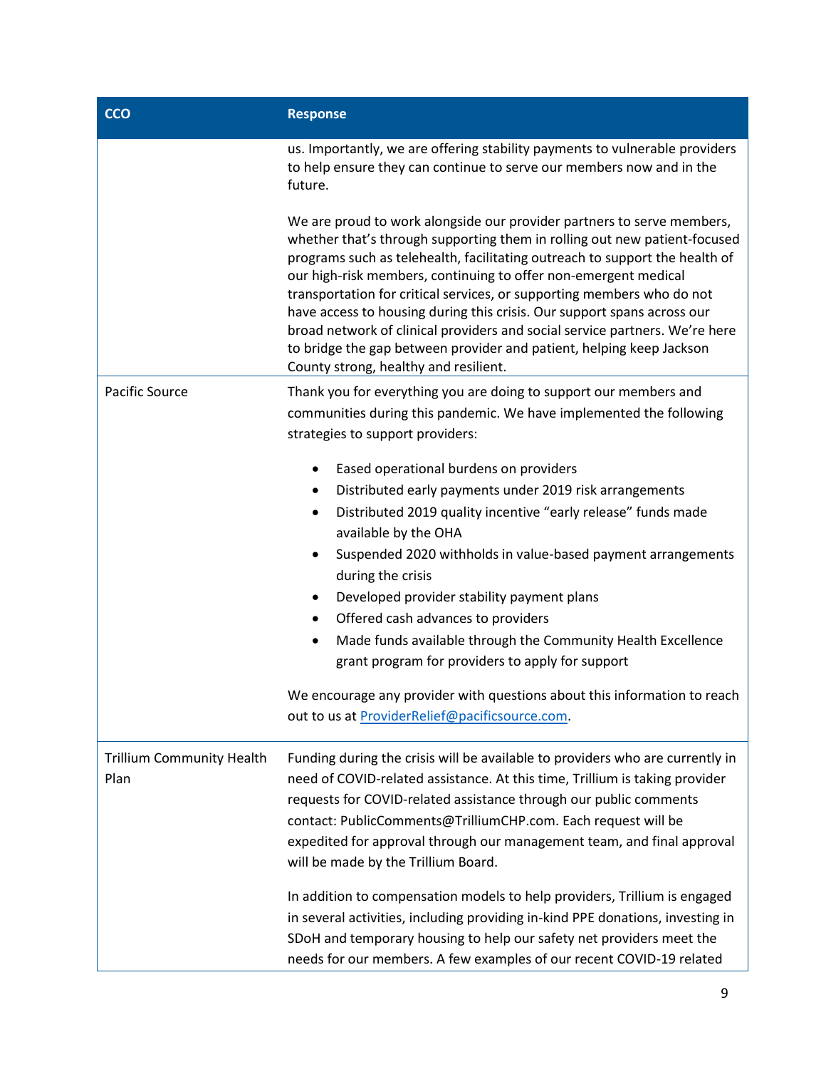| CCO | Response |
| --- | --- |
| | us. Importantly, we are offering stability payments to vulnerable providers to help ensure they can continue to serve our members now and in the future.<br><br>We are proud to work alongside our provider partners to serve members, whether that's through supporting them in rolling out new patient-focused programs such as telehealth, facilitating outreach to support the health of our high-risk members, continuing to offer non-emergent medical transportation for critical services, or supporting members who do not have access to housing during this crisis. Our support spans across our broad network of clinical providers and social service partners. We're here to bridge the gap between provider and patient, helping keep Jackson County strong, healthy and resilient. |
| Pacific Source | Thank you for everything you are doing to support our members and communities during this pandemic. We have implemented the following strategies to support providers:<br><br>• Eased operational burdens on providers<br>• Distributed early payments under 2019 risk arrangements<br>• Distributed 2019 quality incentive "early release" funds made available by the OHA<br>• Suspended 2020 withholds in value-based payment arrangements during the crisis<br>• Developed provider stability payment plans<br>• Offered cash advances to providers<br>• Made funds available through the Community Health Excellence grant program for providers to apply for support<br><br>We encourage any provider with questions about this information to reach out to us at ProviderRelief@pacificsource.com. |
| Trillium Community Health Plan | Funding during the crisis will be available to providers who are currently in need of COVID-related assistance. At this time, Trillium is taking provider requests for COVID-related assistance through our public comments contact: PublicComments@TrilliumCHP.com. Each request will be expedited for approval through our management team, and final approval will be made by the Trillium Board.<br><br>In addition to compensation models to help providers, Trillium is engaged in several activities, including providing in-kind PPE donations, investing in SDoH and temporary housing to help our safety net providers meet the needs for our members. A few examples of our recent COVID-19 related |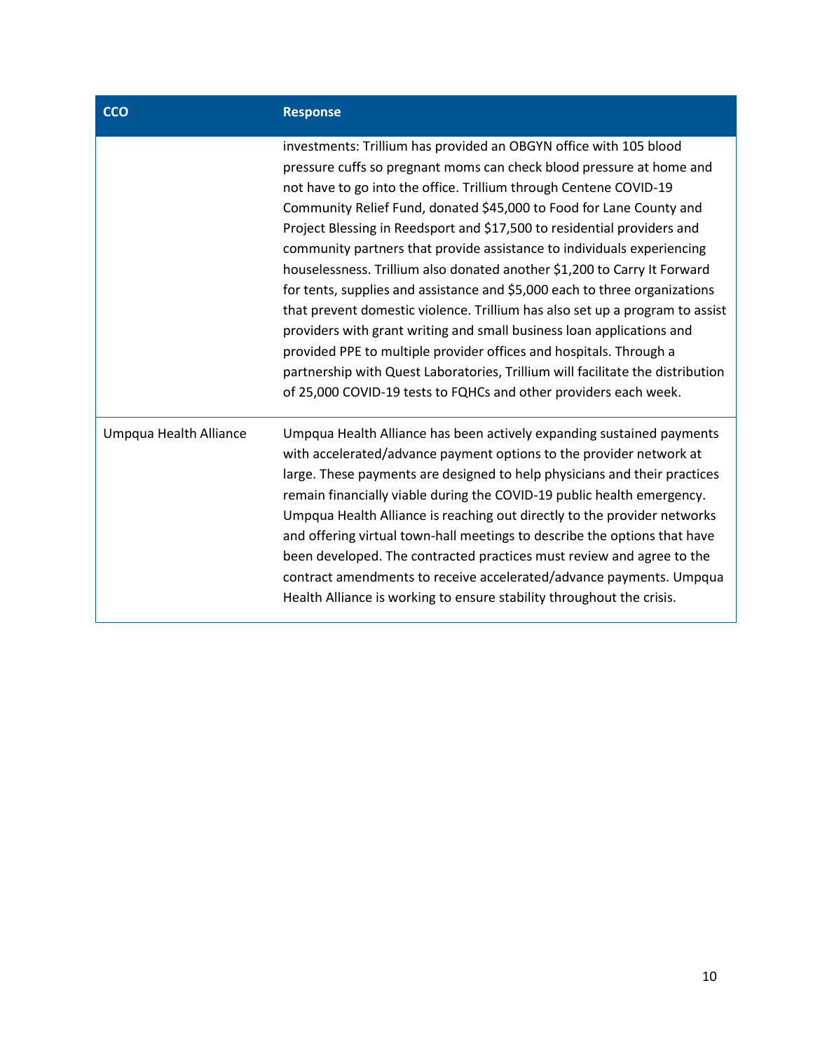| CCO | Response |
| --- | --- |
| | investments: Trillium has provided an OBGYN office with 105 blood pressure cuffs so pregnant moms can check blood pressure at home and not have to go into the office. Trillium through Centene COVID-19 Community Relief Fund, donated $45,000 to Food for Lane County and Project Blessing in Reedsport and $17,500 to residential providers and community partners that provide assistance to individuals experiencing houselessness. Trillium also donated another $1,200 to Carry It Forward for tents, supplies and assistance and $5,000 each to three organizations that prevent domestic violence. Trillium has also set up a program to assist providers with grant writing and small business loan applications and provided PPE to multiple provider offices and hospitals. Through a partnership with Quest Laboratories, Trillium will facilitate the distribution of 25,000 COVID-19 tests to FQHCs and other providers each week. |
| Umpqua Health Alliance | Umpqua Health Alliance has been actively expanding sustained payments with accelerated/advance payment options to the provider network at large. These payments are designed to help physicians and their practices remain financially viable during the COVID-19 public health emergency. Umpqua Health Alliance is reaching out directly to the provider networks and offering virtual town-hall meetings to describe the options that have been developed. The contracted practices must review and agree to the contract amendments to receive accelerated/advance payments. Umpqua Health Alliance is working to ensure stability throughout the crisis. |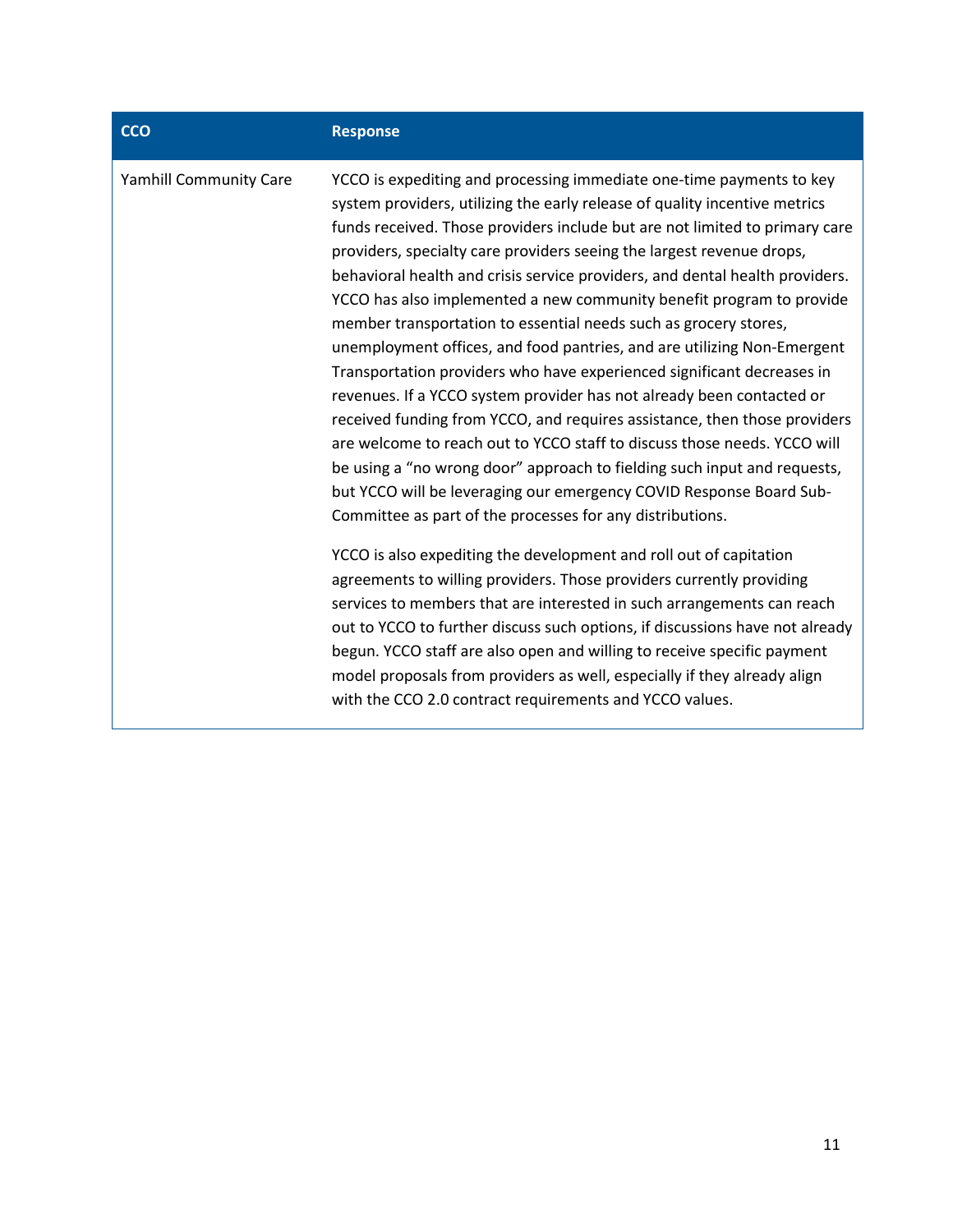| CCO | Response |
| --- | --- |
| Yamhill Community Care | YCCO is expediting and processing immediate one-time payments to key system providers, utilizing the early release of quality incentive metrics funds received. Those providers include but are not limited to primary care providers, specialty care providers seeing the largest revenue drops, behavioral health and crisis service providers, and dental health providers. YCCO has also implemented a new community benefit program to provide member transportation to essential needs such as grocery stores, unemployment offices, and food pantries, and are utilizing Non-Emergent Transportation providers who have experienced significant decreases in revenues. If a YCCO system provider has not already been contacted or received funding from YCCO, and requires assistance, then those providers are welcome to reach out to YCCO staff to discuss those needs. YCCO will be using a "no wrong door" approach to fielding such input and requests, but YCCO will be leveraging our emergency COVID Response Board Sub-Committee as part of the processes for any distributions.<br><br>YCCO is also expediting the development and roll out of capitation agreements to willing providers. Those providers currently providing services to members that are interested in such arrangements can reach out to YCCO to further discuss such options, if discussions have not already begun. YCCO staff are also open and willing to receive specific payment model proposals from providers as well, especially if they already align with the CCO 2.0 contract requirements and YCCO values. |